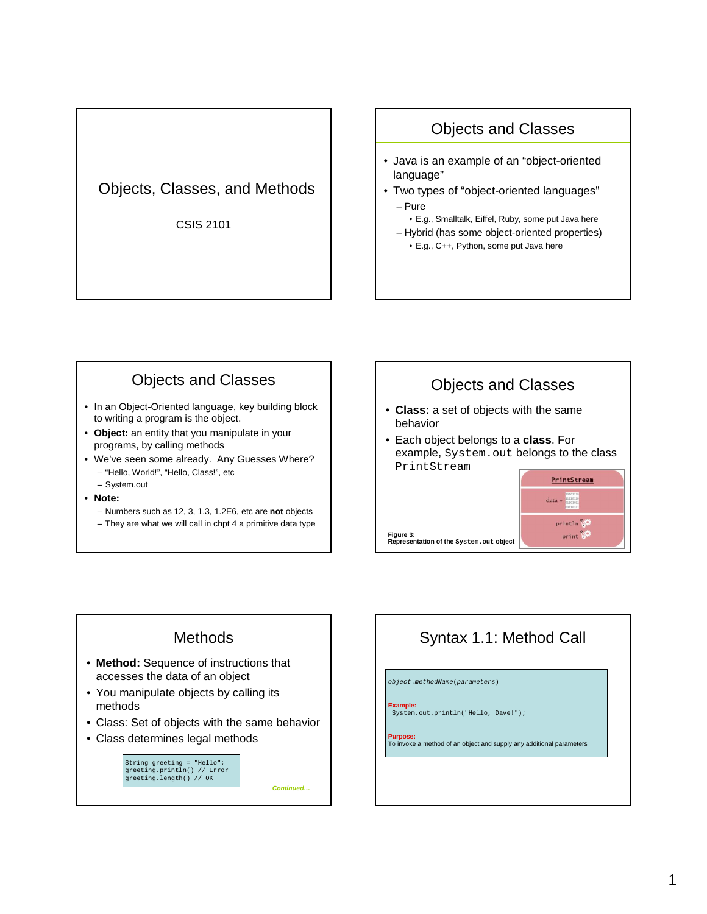# Objects, Classes, and Methods

CSIS 2101

## Objects and Classes

- Java is an example of an "object-oriented language"
- Two types of "object-oriented languages"
  - Pure
    - E.g., Smalltalk, Eiffel, Ruby, some put Java here
  - Hybrid (has some object-oriented properties)
    - E.g., C++, Python, some put Java here

## Objects and Classes

- In an Object-Oriented language, key building block to writing a program is the object.
- **Object:** an entity that you manipulate in your programs, by calling methods
- We've seen some already. Any Guesses Where?
  - "Hello, World!", "Hello, Class!", etc
  - System.out
- **Note:**
  - Numbers such as 12, 3, 1.3, 1.2E6, etc are **not** objects
  - They are what we will call in chpt 4 a primitive data type

## Objects and Classes

- **Class:** a set of objects with the same behavior
- Each object belongs to a **class**. For example, `System.out` belongs to the class `PrintStream`

PrintStream

data =

println

print

**Figure 3:**
**Representation of the `System.out` object**

## Methods

- **Method:** Sequence of instructions that accesses the data of an object
- You manipulate objects by calling its methods
- Class: Set of objects with the same behavior
- Class determines legal methods

```
String greeting = "Hello";
greeting.println() // Error
greeting.length() // OK
```

*Continued…*

## Syntax 1.1: Method Call

```
object.methodName(parameters)
```

**Example:**

```
System.out.println("Hello, Dave!");
```

**Purpose:**
To invoke a method of an object and supply any additional parameters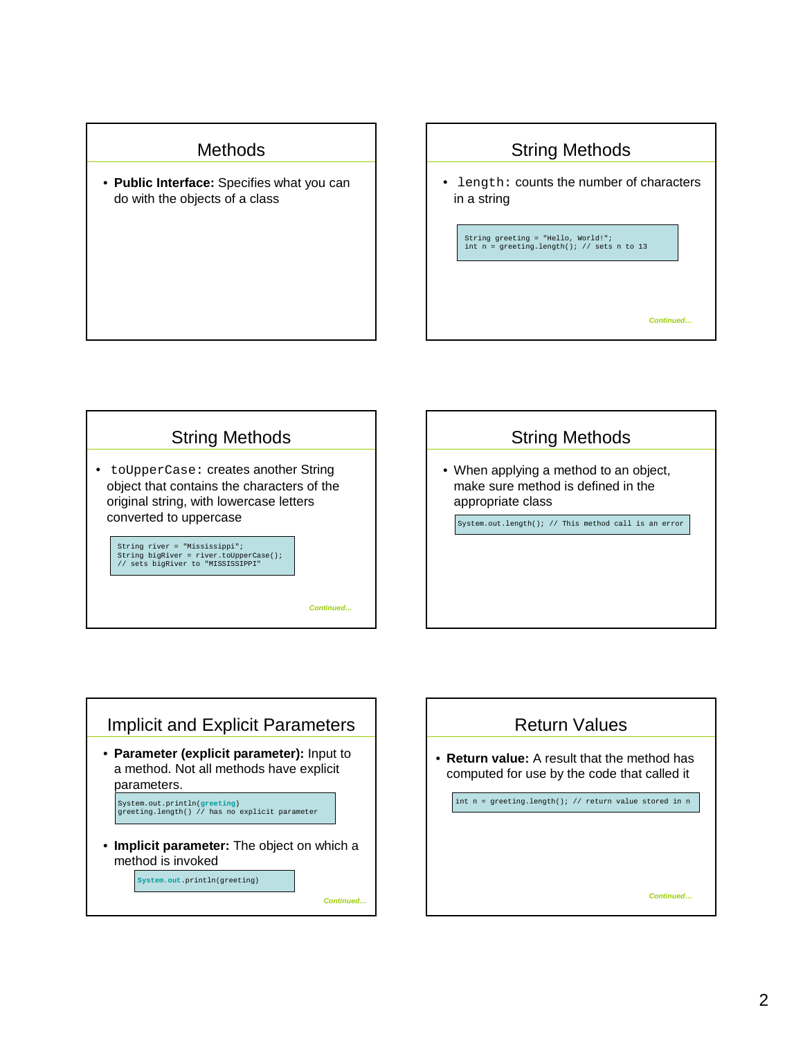## Methods

- **Public Interface:** Specifies what you can do with the objects of a class

## String Methods

- `length:` counts the number of characters in a string

```
String greeting = "Hello, World!";
int n = greeting.length(); // sets n to 13
```

*Continued…*

## String Methods

- `toUpperCase:` creates another String object that contains the characters of the original string, with lowercase letters converted to uppercase

```
String river = "Mississippi";
String bigRiver = river.toUpperCase();
// sets bigRiver to "MISSISSIPPI"
```

*Continued…*

## String Methods

- When applying a method to an object, make sure method is defined in the appropriate class

```
System.out.length(); // This method call is an error
```

## Implicit and Explicit Parameters

- **Parameter (explicit parameter):** Input to a method. Not all methods have explicit parameters.

```
System.out.println(greeting)
greeting.length() // has no explicit parameter
```

- **Implicit parameter:** The object on which a method is invoked

```
System.out.println(greeting)
```

*Continued…*

## Return Values

- **Return value:** A result that the method has computed for use by the code that called it

```
int n = greeting.length(); // return value stored in n
```

*Continued…*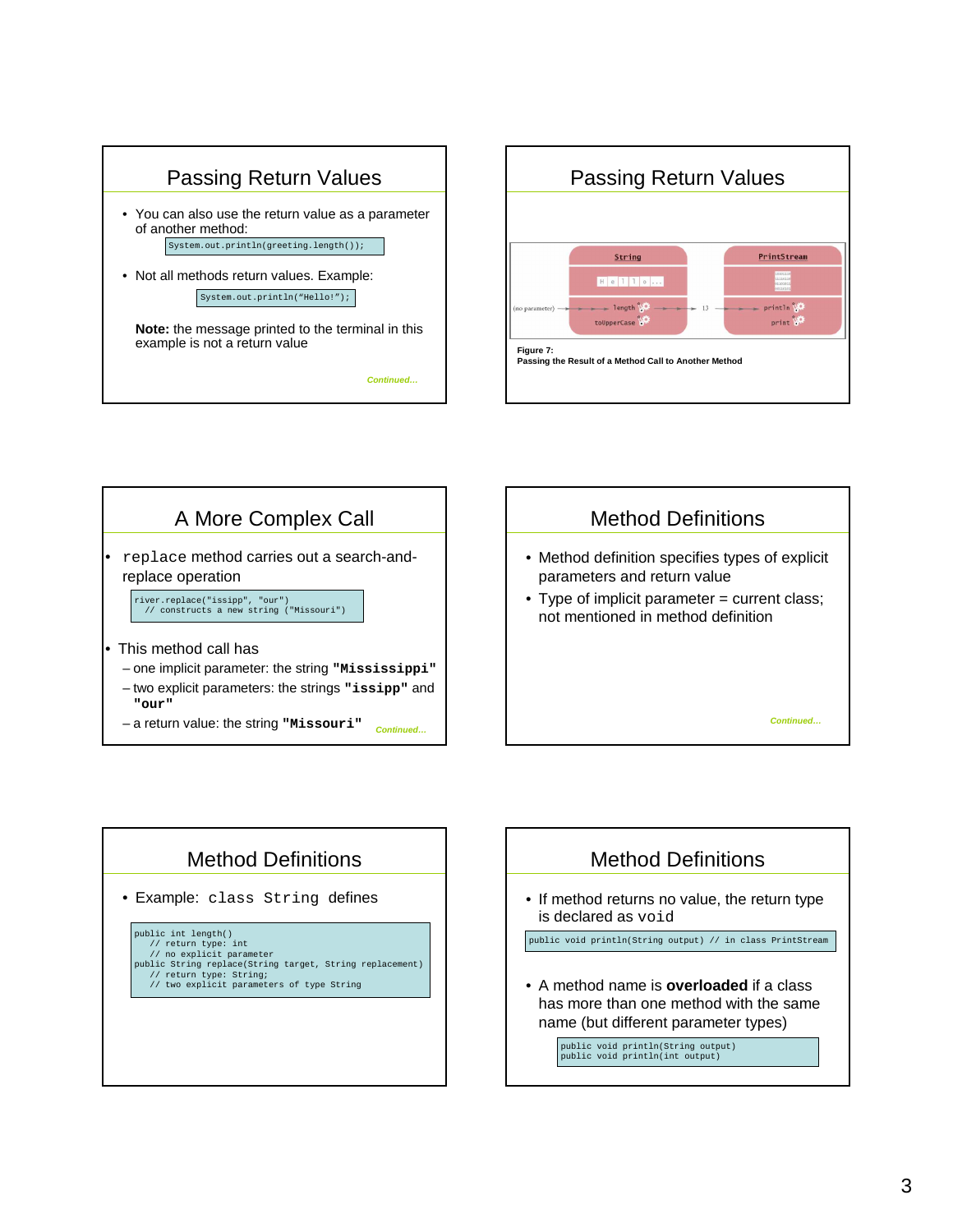## Passing Return Values

- You can also use the return value as a parameter of another method:

```
System.out.println(greeting.length());
```

- Not all methods return values. Example:

```
System.out.println("Hello!");
```

**Note:** the message printed to the terminal in this example is not a return value

*Continued…*

## Passing Return Values

String
H e l l o …
(no parameter)
length
toUpperCase
13
PrintStream
println
print

Figure 7:
Passing the Result of a Method Call to Another Method

## A More Complex Call

- `replace` method carries out a search-and-replace operation

```
river.replace("issipp", "our")
  // constructs a new string ("Missouri")
```

- This method call has
  - one implicit parameter: the string **`"Mississippi"`**
  - two explicit parameters: the strings **`"issipp"`** and **`"our"`**
  - a return value: the string **`"Missouri"`**

*Continued…*

## Method Definitions

- Method definition specifies types of explicit parameters and return value
- Type of implicit parameter = current class; not mentioned in method definition

*Continued…*

## Method Definitions

- Example: `class String` defines

```
public int length()
   // return type: int
   // no explicit parameter
public String replace(String target, String replacement)
   // return type: String;
   // two explicit parameters of type String
```

## Method Definitions

- If method returns no value, the return type is declared as `void`

```
public void println(String output) // in class PrintStream
```

- A method name is **overloaded** if a class has more than one method with the same name (but different parameter types)

```
public void println(String output)
public void println(int output)
```